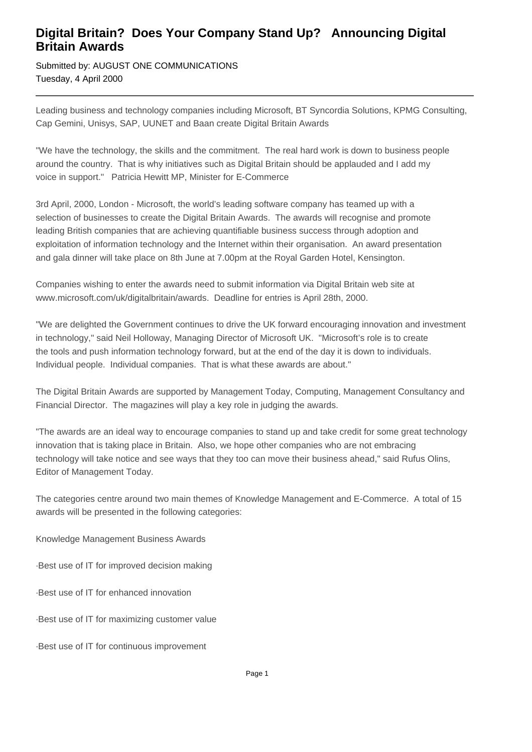# Digital Britain? Does Your Company Stand Up? Announcing Digital Britain Awards

Submitted by: AUGUST ONE COMMUNICATIONS
Tuesday, 4 April 2000

---

Leading business and technology companies including Microsoft, BT Syncordia Solutions, KPMG Consulting, Cap Gemini, Unisys, SAP, UUNET and Baan create Digital Britain Awards

"We have the technology, the skills and the commitment. The real hard work is down to business people around the country. That is why initiatives such as Digital Britain should be applauded and I add my voice in support." Patricia Hewitt MP, Minister for E-Commerce

3rd April, 2000, London - Microsoft, the world's leading software company has teamed up with a selection of businesses to create the Digital Britain Awards. The awards will recognise and promote leading British companies that are achieving quantifiable business success through adoption and exploitation of information technology and the Internet within their organisation. An award presentation and gala dinner will take place on 8th June at 7.00pm at the Royal Garden Hotel, Kensington.

Companies wishing to enter the awards need to submit information via Digital Britain web site at www.microsoft.com/uk/digitalbritain/awards. Deadline for entries is April 28th, 2000.

"We are delighted the Government continues to drive the UK forward encouraging innovation and investment in technology," said Neil Holloway, Managing Director of Microsoft UK. "Microsoft's role is to create the tools and push information technology forward, but at the end of the day it is down to individuals. Individual people. Individual companies. That is what these awards are about."

The Digital Britain Awards are supported by Management Today, Computing, Management Consultancy and Financial Director. The magazines will play a key role in judging the awards.

"The awards are an ideal way to encourage companies to stand up and take credit for some great technology innovation that is taking place in Britain. Also, we hope other companies who are not embracing technology will take notice and see ways that they too can move their business ahead," said Rufus Olins, Editor of Management Today.

The categories centre around two main themes of Knowledge Management and E-Commerce. A total of 15 awards will be presented in the following categories:

Knowledge Management Business Awards

·Best use of IT for improved decision making

·Best use of IT for enhanced innovation

·Best use of IT for maximizing customer value

·Best use of IT for continuous improvement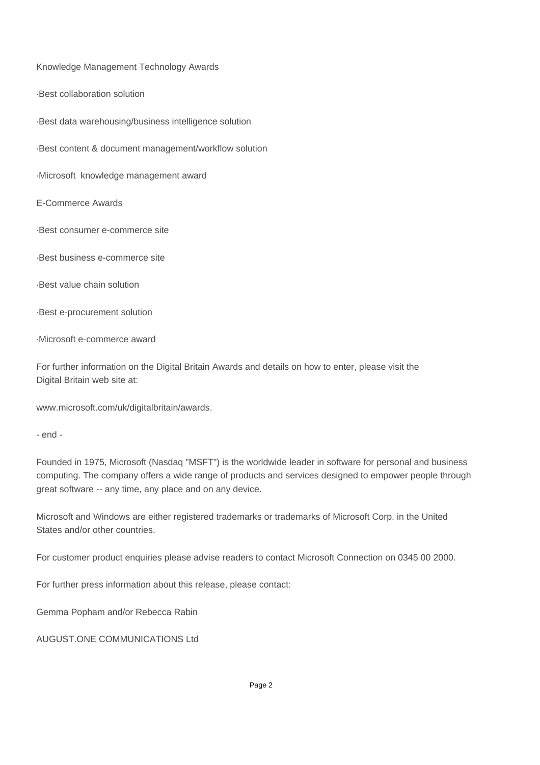Knowledge Management Technology Awards

·Best collaboration solution

·Best data warehousing/business intelligence solution

·Best content & document management/workflow solution

·Microsoft  knowledge management award

E-Commerce Awards

·Best consumer e-commerce site

·Best business e-commerce site

·Best value chain solution

·Best e-procurement solution

·Microsoft e-commerce award

For further information on the Digital Britain Awards and details on how to enter, please visit the Digital Britain web site at:

www.microsoft.com/uk/digitalbritain/awards.

- end -

Founded in 1975, Microsoft (Nasdaq "MSFT") is the worldwide leader in software for personal and business computing. The company offers a wide range of products and services designed to empower people through great software -- any time, any place and on any device.

Microsoft and Windows are either registered trademarks or trademarks of Microsoft Corp. in the United States and/or other countries.

For customer product enquiries please advise readers to contact Microsoft Connection on 0345 00 2000.

For further press information about this release, please contact:

Gemma Popham and/or Rebecca Rabin

AUGUST.ONE COMMUNICATIONS Ltd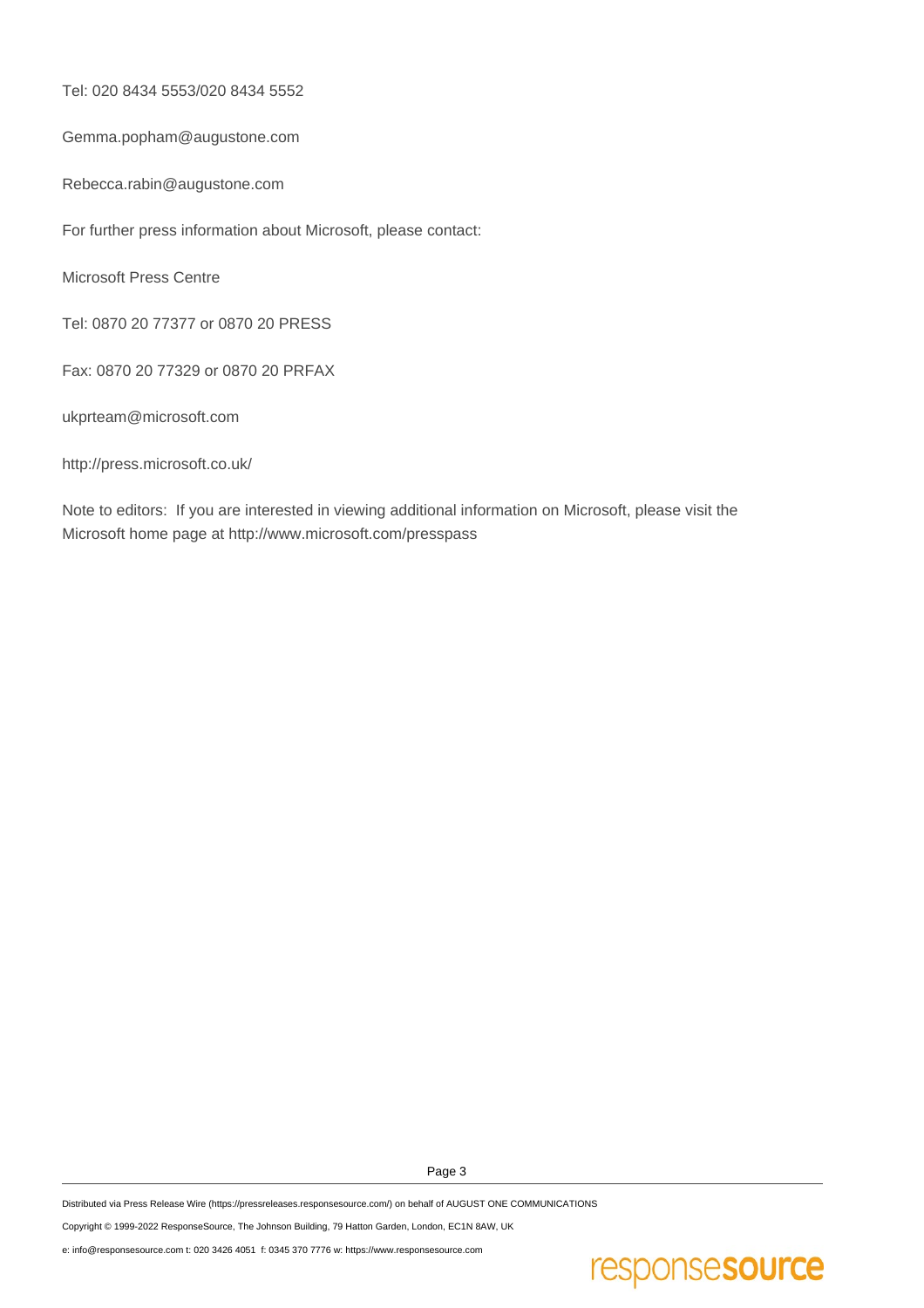Tel: 020 8434 5553/020 8434 5552

Gemma.popham@augustone.com

Rebecca.rabin@augustone.com

For further press information about Microsoft, please contact:

Microsoft Press Centre

Tel: 0870 20 77377 or 0870 20 PRESS

Fax: 0870 20 77329 or 0870 20 PRFAX

ukprteam@microsoft.com

http://press.microsoft.co.uk/

Note to editors: If you are interested in viewing additional information on Microsoft, please visit the Microsoft home page at http://www.microsoft.com/presspass